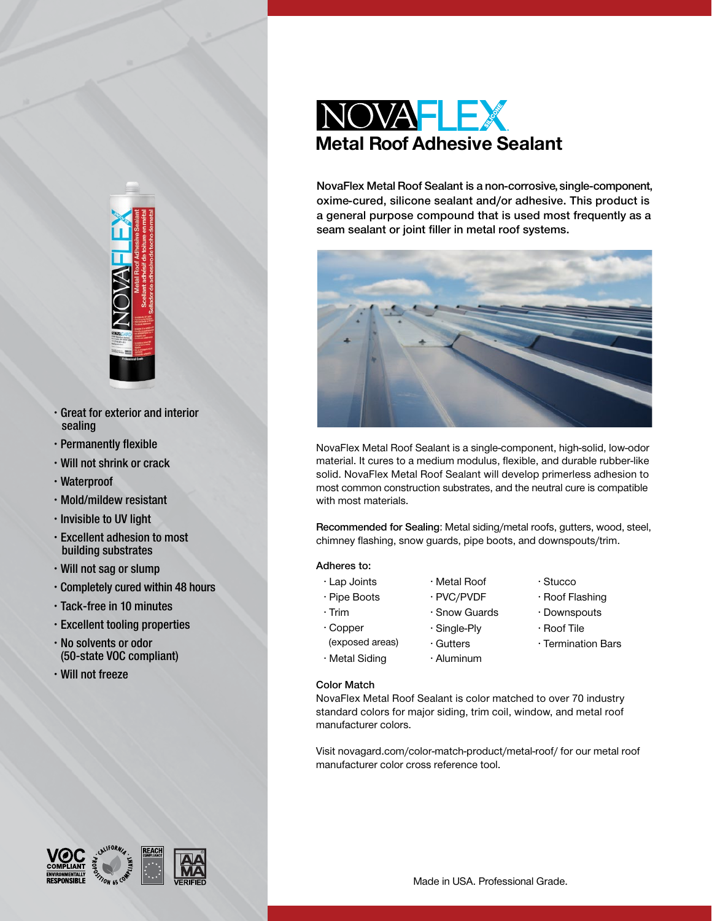# NOVAFLEX

## Metal Roof Adhesive Sealant

**NovaFlex Metal Roof Sealant is a non-corrosive, single-component, oxime-cured, silicone sealant and/or adhesive. This product is a general purpose compound that is used most frequently as a seam sealant or joint filler in metal roof systems.**

NovaFlex Metal Roof Sealant is a single-component, high-solid, low-odor material. It cures to a medium modulus, flexible, and durable rubber-like solid. NovaFlex Metal Roof Sealant will develop primerless adhesion to most common construction substrates, and the neutral cure is compatible with most materials.

**Recommended for Sealing**: Metal siding/metal roofs, gutters, wood, steel, chimney flashing, snow guards, pipe boots, and downspouts/trim.

**Adheres to:**

- Lap Joints
- Pipe Boots
- Trim
- Copper (exposed areas)
- Metal Siding
- Metal Roof
- PVC/PVDF
- Snow Guards
- Single-Ply
- Gutters
- Aluminum
- Stucco
- Roof Flashing
- Downspouts
- Roof Tile
- Termination Bars

**Color Match**

NovaFlex Metal Roof Sealant is color matched to over 70 industry standard colors for major siding, trim coil, window, and metal roof manufacturer colors.

Visit novagard.com/color-match-product/metal-roof/ for our metal roof manufacturer color cross reference tool.

- Great for exterior and interior sealing
- Permanently flexible
- Will not shrink or crack
- Waterproof
- Mold/mildew resistant
- Invisible to UV light
- Excellent adhesion to most building substrates
- Will not sag or slump
- Completely cured within 48 hours
- Tack-free in 10 minutes
- Excellent tooling properties
- No solvents or odor (50-state VOC compliant)
- Will not freeze

VOC COMPLIANT ENVIRONMENTALLY RESPONSIBLE · CALIFORNIA PROPOSITION 65 COMPLIANT · REACH COMPLIANCE · AAMA VERIFIED

Made in USA. Professional Grade.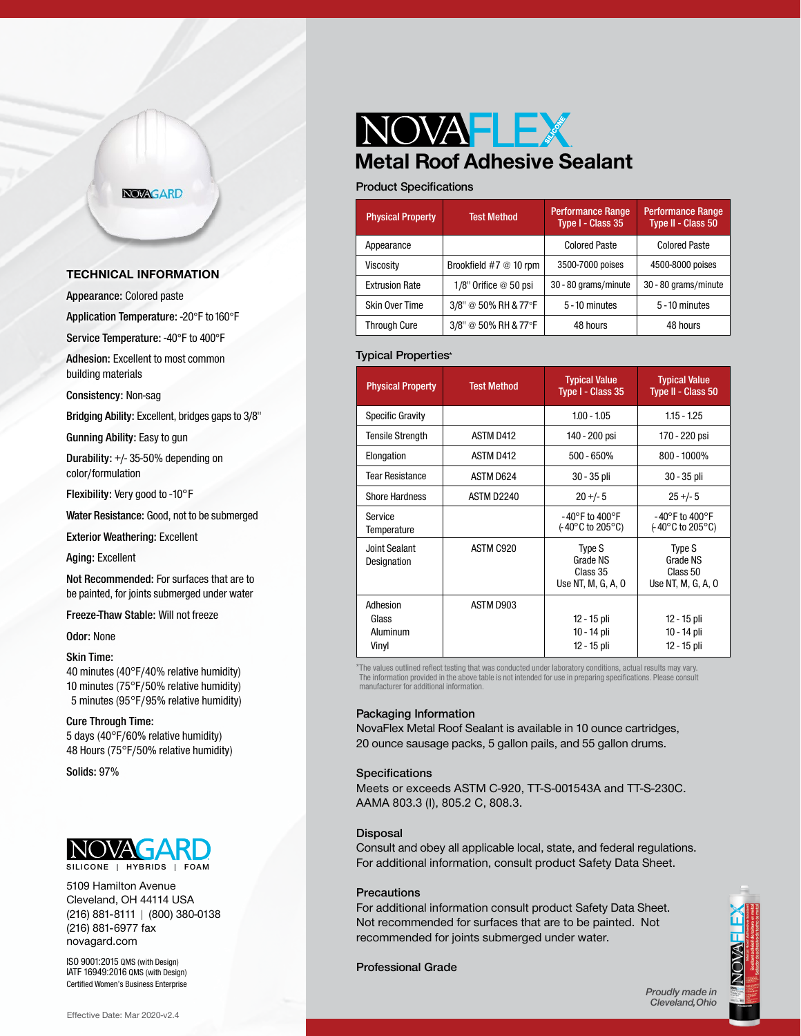# NOVAFLEX

## Metal Roof Adhesive Sealant

### Product Specifications

| Physical Property | Test Method | Performance Range Type I - Class 35 | Performance Range Type II - Class 50 |
|---|---|---|---|
| Appearance | | Colored Paste | Colored Paste |
| Viscosity | Brookfield #7 @ 10 rpm | 3500-7000 poises | 4500-8000 poises |
| Extrusion Rate | 1/8" Orifice @ 50 psi | 30 - 80 grams/minute | 30 - 80 grams/minute |
| Skin Over Time | 3/8" @ 50% RH & 77°F | 5 - 10 minutes | 5 - 10 minutes |
| Through Cure | 3/8" @ 50% RH & 77°F | 48 hours | 48 hours |

### Typical Properties*

| Physical Property | Test Method | Typical Value Type I - Class 35 | Typical Value Type II - Class 50 |
|---|---|---|---|
| Specific Gravity | | 1.00 - 1.05 | 1.15 - 1.25 |
| Tensile Strength | ASTM D412 | 140 - 200 psi | 170 - 220 psi |
| Elongation | ASTM D412 | 500 - 650% | 800 - 1000% |
| Tear Resistance | ASTM D624 | 30 - 35 pli | 30 - 35 pli |
| Shore Hardness | ASTM D2240 | 20 +/- 5 | 25 +/- 5 |
| Service Temperature | | -40°F to 400°F (-40°C to 205°C) | -40°F to 400°F (-40°C to 205°C) |
| Joint Sealant Designation | ASTM C920 | Type S Grade NS Class 35 Use NT, M, G, A, O | Type S Grade NS Class 50 Use NT, M, G, A, O |
| Adhesion Glass Aluminum Vinyl | ASTM D903 | 12 - 15 pli 10 - 14 pli 12 - 15 pli | 12 - 15 pli 10 - 14 pli 12 - 15 pli |

*The values outlined reflect testing that was conducted under laboratory conditions, actual results may vary. The information provided in the above table is not intended for use in preparing specifications. Please consult manufacturer for additional information.

### Packaging Information

NovaFlex Metal Roof Sealant is available in 10 ounce cartridges, 20 ounce sausage packs, 5 gallon pails, and 55 gallon drums.

### Specifications

Meets or exceeds ASTM C-920, TT-S-001543A and TT-S-230C. AAMA 803.3 (I), 805.2 C, 808.3.

### Disposal

Consult and obey all applicable local, state, and federal regulations. For additional information, consult product Safety Data Sheet.

### Precautions

For additional information consult product Safety Data Sheet. Not recommended for surfaces that are to be painted. Not recommended for joints submerged under water.

### Professional Grade

*Proudly made in Cleveland, Ohio*

## TECHNICAL INFORMATION

**Appearance:** Colored paste

**Application Temperature:** -20°F to 160°F

**Service Temperature:** -40°F to 400°F

**Adhesion:** Excellent to most common building materials

**Consistency:** Non-sag

**Bridging Ability:** Excellent, bridges gaps to 3/8"

**Gunning Ability:** Easy to gun

**Durability:** +/- 35-50% depending on color/formulation

**Flexibility:** Very good to -10°F

**Water Resistance:** Good, not to be submerged

**Exterior Weathering:** Excellent

**Aging:** Excellent

**Not Recommended:** For surfaces that are to be painted, for joints submerged under water

**Freeze-Thaw Stable:** Will not freeze

**Odor:** None

**Skin Time:**
40 minutes (40°F/40% relative humidity)
10 minutes (75°F/50% relative humidity)
5 minutes (95°F/95% relative humidity)

**Cure Through Time:**
5 days (40°F/60% relative humidity)
48 Hours (75°F/50% relative humidity)

**Solids:** 97%

NOVAGARD
SILICONE | HYBRIDS | FOAM

5109 Hamilton Avenue
Cleveland, OH 44114 USA
(216) 881-8111 | (800) 380-0138
(216) 881-6977 fax
novagard.com

ISO 9001:2015 QMS (with Design)
IATF 16949:2016 QMS (with Design)
Certified Women's Business Enterprise

Effective Date: Mar 2020-v2.4